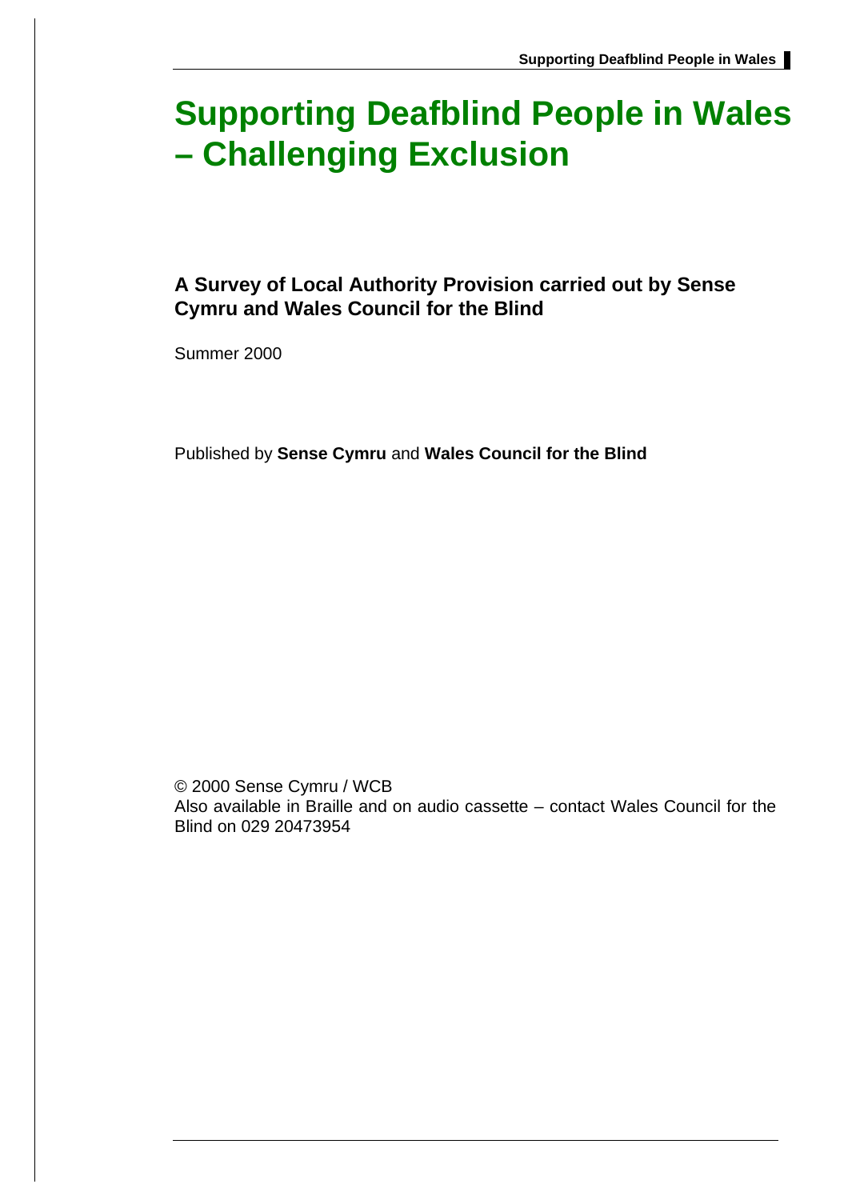# Supporting Deafblind People in Wales – Challenging Exclusion

**A Survey of Local Authority Provision carried out by Sense Cymru and Wales Council for the Blind**

Summer 2000

Published by **Sense Cymru** and **Wales Council for the Blind**

© 2000 Sense Cymru / WCB
Also available in Braille and on audio cassette – contact Wales Council for the Blind on 029 20473954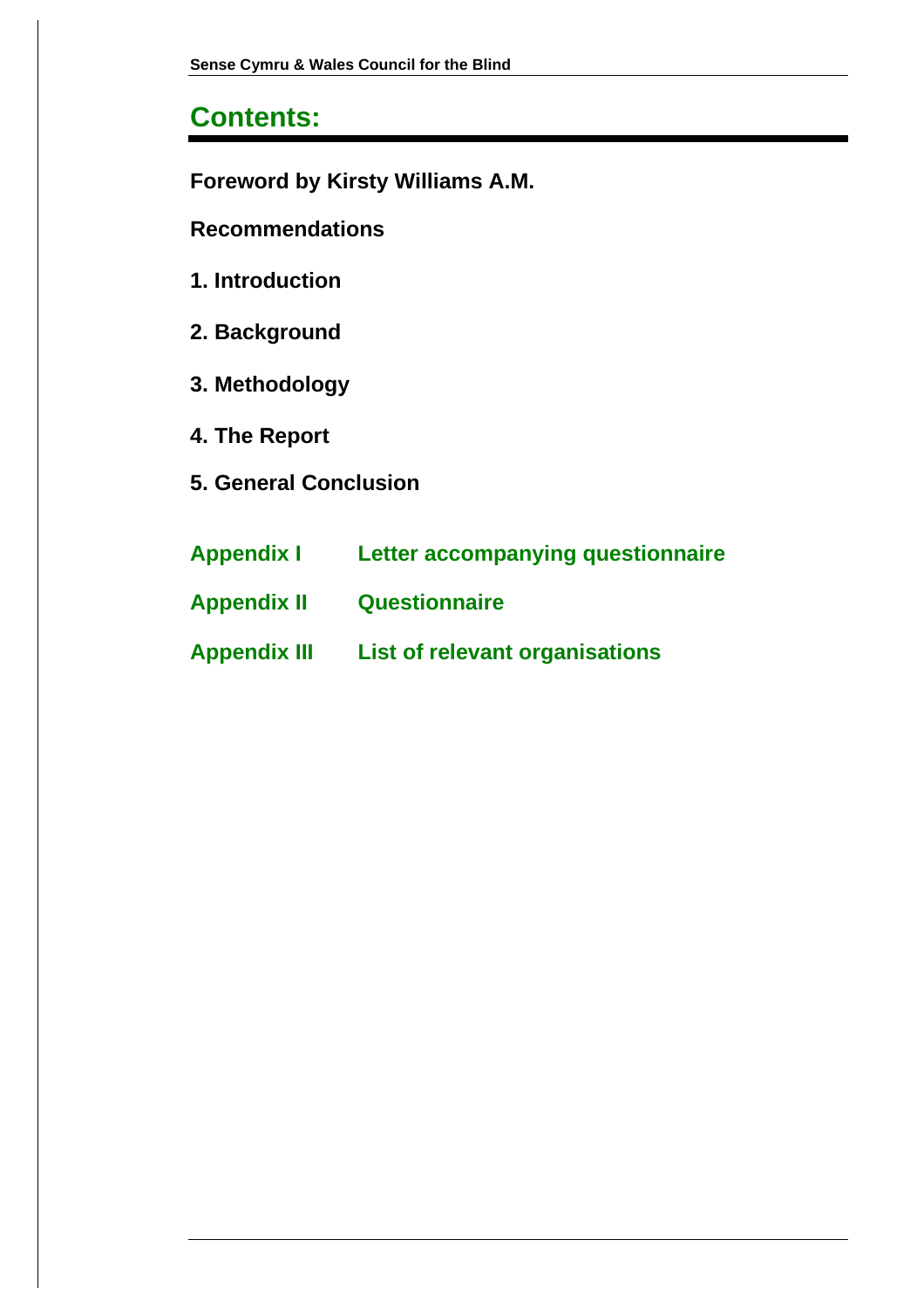# Contents:

**Foreword by Kirsty Williams A.M.**

**Recommendations**

**1. Introduction**

**2. Background**

**3. Methodology**

**4. The Report**

**5. General Conclusion**

**Appendix I** Letter accompanying questionnaire

**Appendix II** Questionnaire

**Appendix III** List of relevant organisations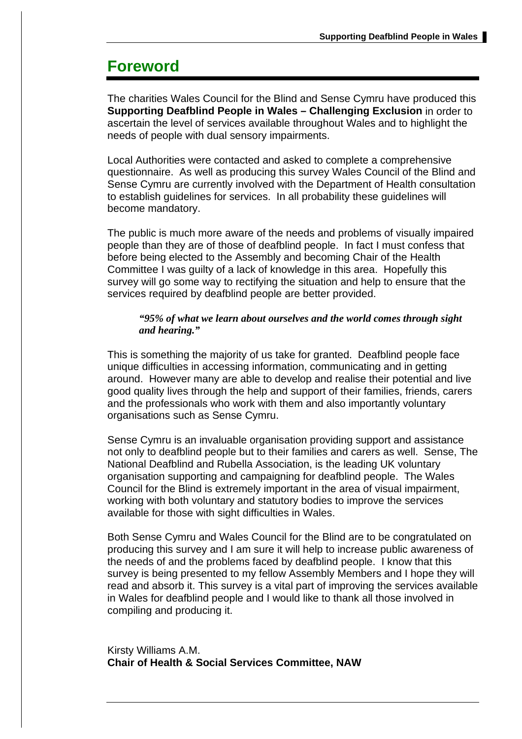# Foreword

The charities Wales Council for the Blind and Sense Cymru have produced this **Supporting Deafblind People in Wales – Challenging Exclusion** in order to ascertain the level of services available throughout Wales and to highlight the needs of people with dual sensory impairments.

Local Authorities were contacted and asked to complete a comprehensive questionnaire. As well as producing this survey Wales Council of the Blind and Sense Cymru are currently involved with the Department of Health consultation to establish guidelines for services. In all probability these guidelines will become mandatory.

The public is much more aware of the needs and problems of visually impaired people than they are of those of deafblind people. In fact I must confess that before being elected to the Assembly and becoming Chair of the Health Committee I was guilty of a lack of knowledge in this area. Hopefully this survey will go some way to rectifying the situation and help to ensure that the services required by deafblind people are better provided.

> ***"95% of what we learn about ourselves and the world comes through sight and hearing."***

This is something the majority of us take for granted. Deafblind people face unique difficulties in accessing information, communicating and in getting around. However many are able to develop and realise their potential and live good quality lives through the help and support of their families, friends, carers and the professionals who work with them and also importantly voluntary organisations such as Sense Cymru.

Sense Cymru is an invaluable organisation providing support and assistance not only to deafblind people but to their families and carers as well. Sense, The National Deafblind and Rubella Association, is the leading UK voluntary organisation supporting and campaigning for deafblind people. The Wales Council for the Blind is extremely important in the area of visual impairment, working with both voluntary and statutory bodies to improve the services available for those with sight difficulties in Wales.

Both Sense Cymru and Wales Council for the Blind are to be congratulated on producing this survey and I am sure it will help to increase public awareness of the needs of and the problems faced by deafblind people. I know that this survey is being presented to my fellow Assembly Members and I hope they will read and absorb it. This survey is a vital part of improving the services available in Wales for deafblind people and I would like to thank all those involved in compiling and producing it.

Kirsty Williams A.M.
**Chair of Health & Social Services Committee, NAW**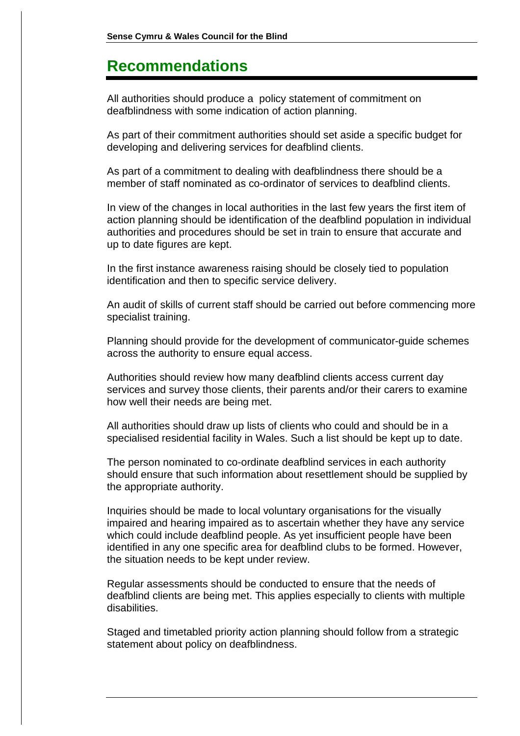# Recommendations

All authorities should produce a policy statement of commitment on deafblindness with some indication of action planning.

As part of their commitment authorities should set aside a specific budget for developing and delivering services for deafblind clients.

As part of a commitment to dealing with deafblindness there should be a member of staff nominated as co-ordinator of services to deafblind clients.

In view of the changes in local authorities in the last few years the first item of action planning should be identification of the deafblind population in individual authorities and procedures should be set in train to ensure that accurate and up to date figures are kept.

In the first instance awareness raising should be closely tied to population identification and then to specific service delivery.

An audit of skills of current staff should be carried out before commencing more specialist training.

Planning should provide for the development of communicator-guide schemes across the authority to ensure equal access.

Authorities should review how many deafblind clients access current day services and survey those clients, their parents and/or their carers to examine how well their needs are being met.

All authorities should draw up lists of clients who could and should be in a specialised residential facility in Wales. Such a list should be kept up to date.

The person nominated to co-ordinate deafblind services in each authority should ensure that such information about resettlement should be supplied by the appropriate authority.

Inquiries should be made to local voluntary organisations for the visually impaired and hearing impaired as to ascertain whether they have any service which could include deafblind people. As yet insufficient people have been identified in any one specific area for deafblind clubs to be formed. However, the situation needs to be kept under review.

Regular assessments should be conducted to ensure that the needs of deafblind clients are being met. This applies especially to clients with multiple disabilities.

Staged and timetabled priority action planning should follow from a strategic statement about policy on deafblindness.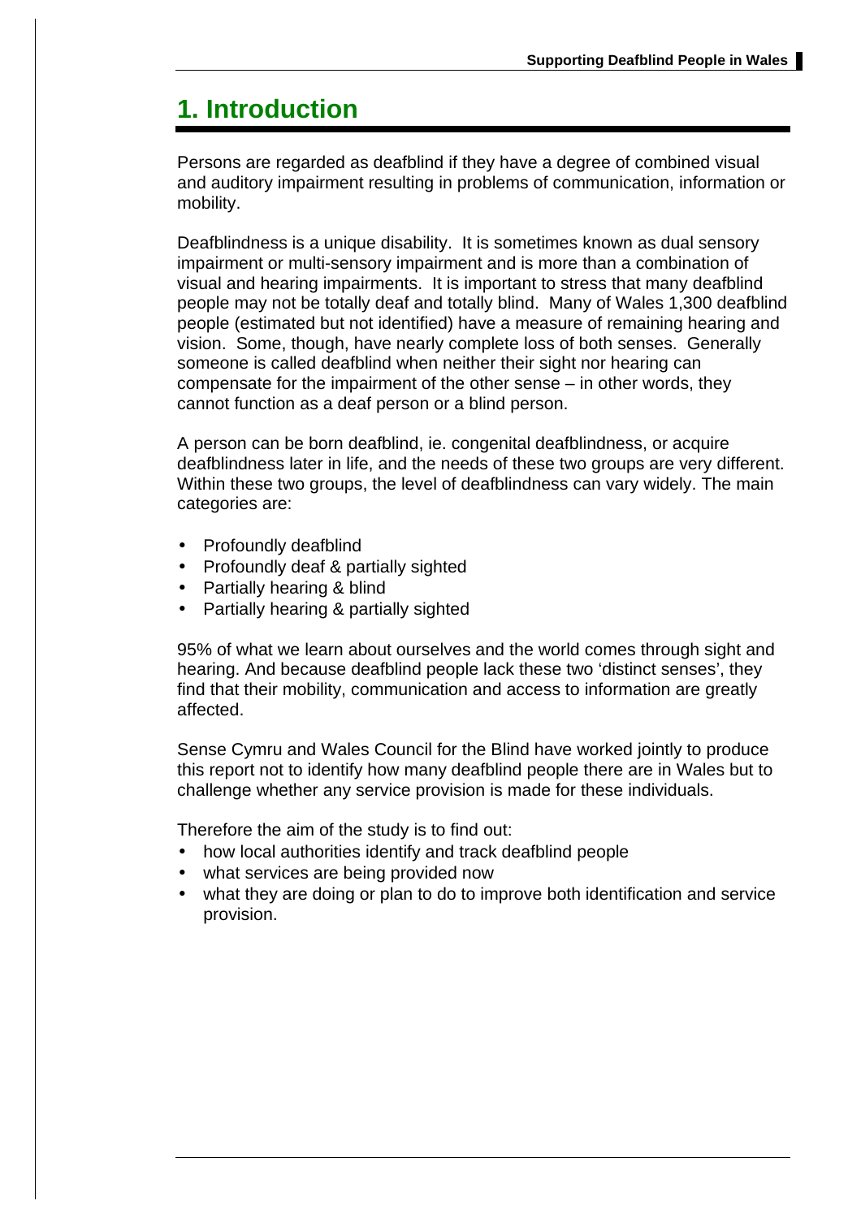# 1. Introduction

Persons are regarded as deafblind if they have a degree of combined visual and auditory impairment resulting in problems of communication, information or mobility.

Deafblindness is a unique disability. It is sometimes known as dual sensory impairment or multi-sensory impairment and is more than a combination of visual and hearing impairments. It is important to stress that many deafblind people may not be totally deaf and totally blind. Many of Wales 1,300 deafblind people (estimated but not identified) have a measure of remaining hearing and vision. Some, though, have nearly complete loss of both senses. Generally someone is called deafblind when neither their sight nor hearing can compensate for the impairment of the other sense – in other words, they cannot function as a deaf person or a blind person.

A person can be born deafblind, ie. congenital deafblindness, or acquire deafblindness later in life, and the needs of these two groups are very different. Within these two groups, the level of deafblindness can vary widely. The main categories are:

- Profoundly deafblind
- Profoundly deaf & partially sighted
- Partially hearing & blind
- Partially hearing & partially sighted

95% of what we learn about ourselves and the world comes through sight and hearing. And because deafblind people lack these two 'distinct senses', they find that their mobility, communication and access to information are greatly affected.

Sense Cymru and Wales Council for the Blind have worked jointly to produce this report not to identify how many deafblind people there are in Wales but to challenge whether any service provision is made for these individuals.

Therefore the aim of the study is to find out:

- how local authorities identify and track deafblind people
- what services are being provided now
- what they are doing or plan to do to improve both identification and service provision.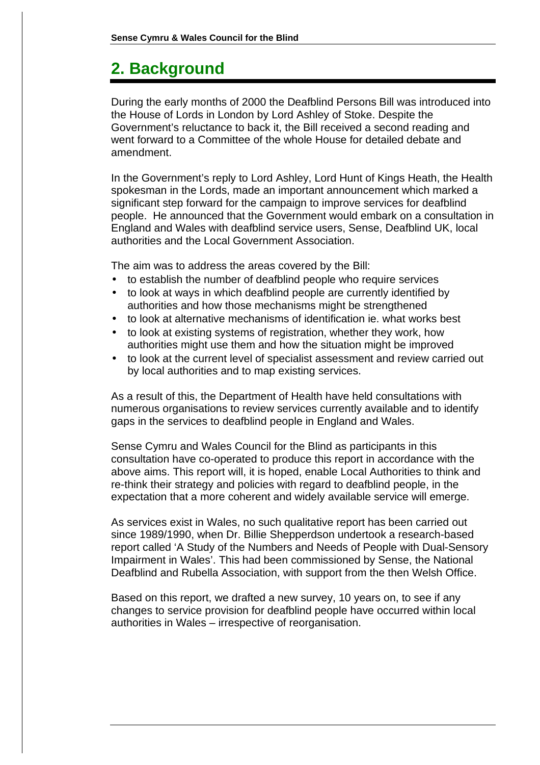## 2. Background

During the early months of 2000 the Deafblind Persons Bill was introduced into the House of Lords in London by Lord Ashley of Stoke. Despite the Government's reluctance to back it, the Bill received a second reading and went forward to a Committee of the whole House for detailed debate and amendment.

In the Government's reply to Lord Ashley, Lord Hunt of Kings Heath, the Health spokesman in the Lords, made an important announcement which marked a significant step forward for the campaign to improve services for deafblind people. He announced that the Government would embark on a consultation in England and Wales with deafblind service users, Sense, Deafblind UK, local authorities and the Local Government Association.

The aim was to address the areas covered by the Bill:

- to establish the number of deafblind people who require services
- to look at ways in which deafblind people are currently identified by authorities and how those mechanisms might be strengthened
- to look at alternative mechanisms of identification ie. what works best
- to look at existing systems of registration, whether they work, how authorities might use them and how the situation might be improved
- to look at the current level of specialist assessment and review carried out by local authorities and to map existing services.

As a result of this, the Department of Health have held consultations with numerous organisations to review services currently available and to identify gaps in the services to deafblind people in England and Wales.

Sense Cymru and Wales Council for the Blind as participants in this consultation have co-operated to produce this report in accordance with the above aims. This report will, it is hoped, enable Local Authorities to think and re-think their strategy and policies with regard to deafblind people, in the expectation that a more coherent and widely available service will emerge.

As services exist in Wales, no such qualitative report has been carried out since 1989/1990, when Dr. Billie Shepperdson undertook a research-based report called 'A Study of the Numbers and Needs of People with Dual-Sensory Impairment in Wales'. This had been commissioned by Sense, the National Deafblind and Rubella Association, with support from the then Welsh Office.

Based on this report, we drafted a new survey, 10 years on, to see if any changes to service provision for deafblind people have occurred within local authorities in Wales – irrespective of reorganisation.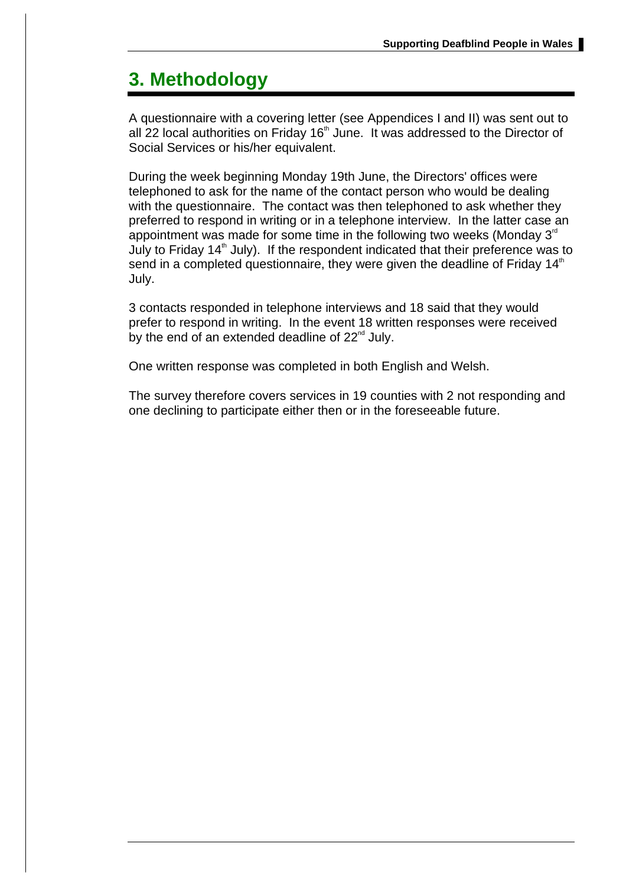# 3. Methodology

A questionnaire with a covering letter (see Appendices I and II) was sent out to all 22 local authorities on Friday 16th June. It was addressed to the Director of Social Services or his/her equivalent.

During the week beginning Monday 19th June, the Directors' offices were telephoned to ask for the name of the contact person who would be dealing with the questionnaire. The contact was then telephoned to ask whether they preferred to respond in writing or in a telephone interview. In the latter case an appointment was made for some time in the following two weeks (Monday 3rd July to Friday 14th July). If the respondent indicated that their preference was to send in a completed questionnaire, they were given the deadline of Friday 14th July.

3 contacts responded in telephone interviews and 18 said that they would prefer to respond in writing. In the event 18 written responses were received by the end of an extended deadline of 22nd July.

One written response was completed in both English and Welsh.

The survey therefore covers services in 19 counties with 2 not responding and one declining to participate either then or in the foreseeable future.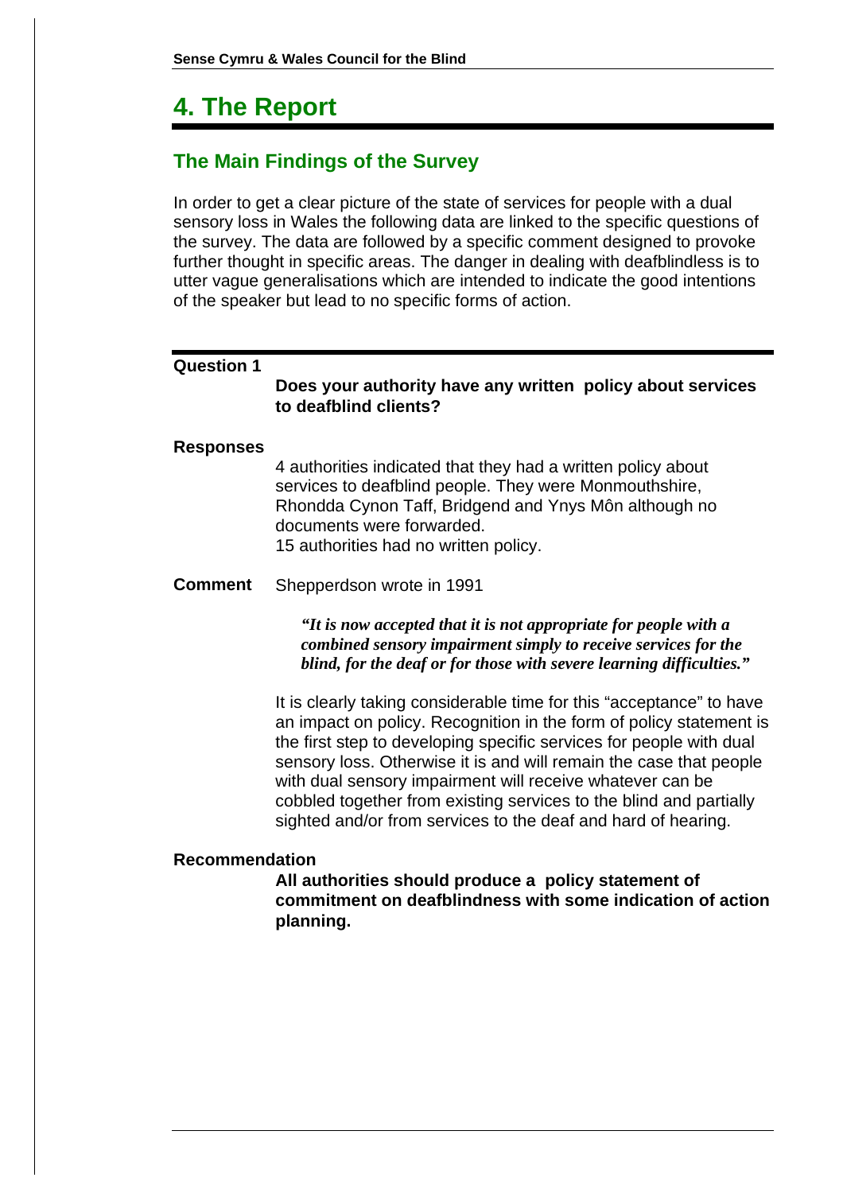# 4. The Report

## The Main Findings of the Survey

In order to get a clear picture of the state of services for people with a dual sensory loss in Wales the following data are linked to the specific questions of the survey. The data are followed by a specific comment designed to provoke further thought in specific areas. The danger in dealing with deafblindless is to utter vague generalisations which are intended to indicate the good intentions of the speaker but lead to no specific forms of action.

---

**Question 1**

**Does your authority have any written policy about services to deafblind clients?**

**Responses**

4 authorities indicated that they had a written policy about services to deafblind people. They were Monmouthshire, Rhondda Cynon Taff, Bridgend and Ynys Môn although no documents were forwarded.
15 authorities had no written policy.

**Comment** Shepperdson wrote in 1991

> ***"It is now accepted that it is not appropriate for people with a combined sensory impairment simply to receive services for the blind, for the deaf or for those with severe learning difficulties."***

It is clearly taking considerable time for this "acceptance" to have an impact on policy. Recognition in the form of policy statement is the first step to developing specific services for people with dual sensory loss. Otherwise it is and will remain the case that people with dual sensory impairment will receive whatever can be cobbled together from existing services to the blind and partially sighted and/or from services to the deaf and hard of hearing.

**Recommendation**

**All authorities should produce a policy statement of commitment on deafblindness with some indication of action planning.**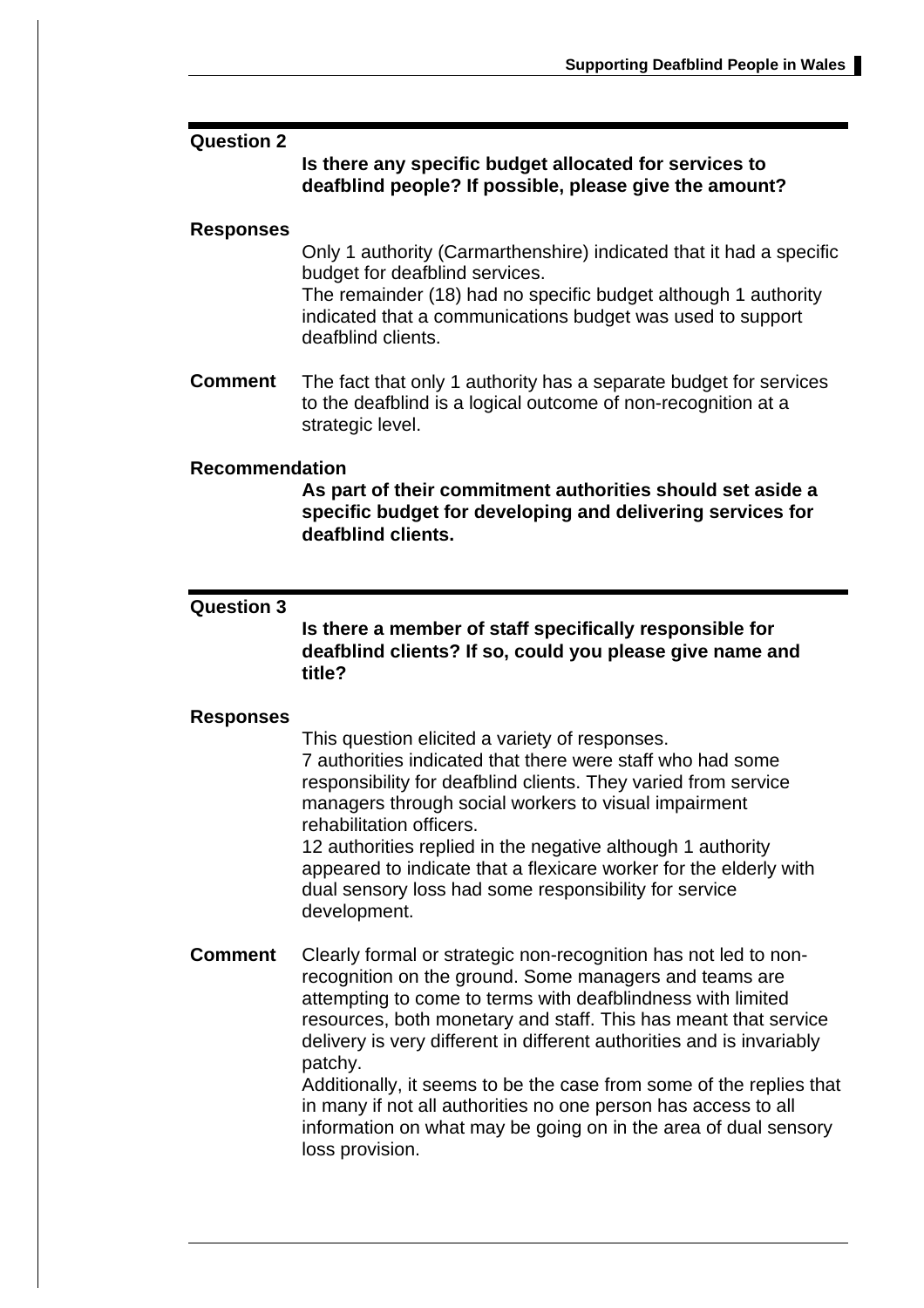## Question 2

**Is there any specific budget allocated for services to deafblind people? If possible, please give the amount?**

### Responses

Only 1 authority (Carmarthenshire) indicated that it had a specific budget for deafblind services.
The remainder (18) had no specific budget although 1 authority indicated that a communications budget was used to support deafblind clients.

**Comment** The fact that only 1 authority has a separate budget for services to the deafblind is a logical outcome of non-recognition at a strategic level.

### Recommendation

**As part of their commitment authorities should set aside a specific budget for developing and delivering services for deafblind clients.**

## Question 3

**Is there a member of staff specifically responsible for deafblind clients? If so, could you please give name and title?**

### Responses

This question elicited a variety of responses.
7 authorities indicated that there were staff who had some responsibility for deafblind clients. They varied from service managers through social workers to visual impairment rehabilitation officers.
12 authorities replied in the negative although 1 authority appeared to indicate that a flexicare worker for the elderly with dual sensory loss had some responsibility for service development.

**Comment** Clearly formal or strategic non-recognition has not led to non-recognition on the ground. Some managers and teams are attempting to come to terms with deafblindness with limited resources, both monetary and staff. This has meant that service delivery is very different in different authorities and is invariably patchy.
Additionally, it seems to be the case from some of the replies that in many if not all authorities no one person has access to all information on what may be going on in the area of dual sensory loss provision.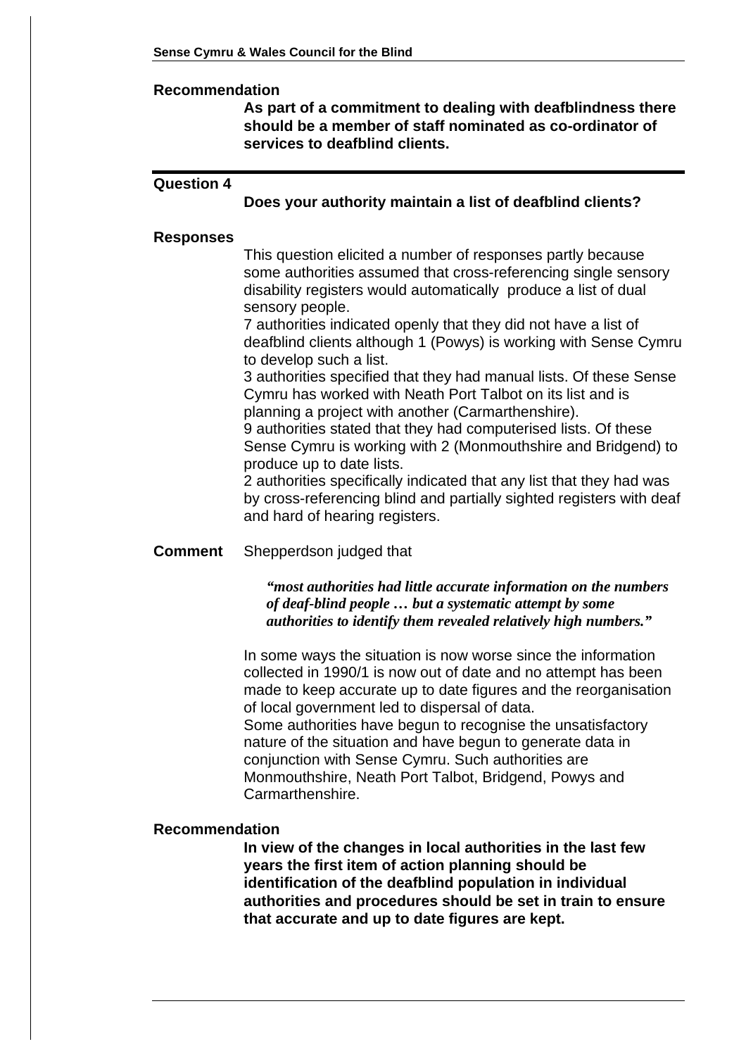**Recommendation**

**As part of a commitment to dealing with deafblindness there should be a member of staff nominated as co-ordinator of services to deafblind clients.**

---

**Question 4**

**Does your authority maintain a list of deafblind clients?**

**Responses**

This question elicited a number of responses partly because some authorities assumed that cross-referencing single sensory disability registers would automatically produce a list of dual sensory people.

7 authorities indicated openly that they did not have a list of deafblind clients although 1 (Powys) is working with Sense Cymru to develop such a list.

3 authorities specified that they had manual lists. Of these Sense Cymru has worked with Neath Port Talbot on its list and is planning a project with another (Carmarthenshire).

9 authorities stated that they had computerised lists. Of these Sense Cymru is working with 2 (Monmouthshire and Bridgend) to produce up to date lists.

2 authorities specifically indicated that any list that they had was by cross-referencing blind and partially sighted registers with deaf and hard of hearing registers.

**Comment** Shepperdson judged that

> ***"most authorities had little accurate information on the numbers of deaf-blind people … but a systematic attempt by some authorities to identify them revealed relatively high numbers."***

In some ways the situation is now worse since the information collected in 1990/1 is now out of date and no attempt has been made to keep accurate up to date figures and the reorganisation of local government led to dispersal of data.

Some authorities have begun to recognise the unsatisfactory nature of the situation and have begun to generate data in conjunction with Sense Cymru. Such authorities are Monmouthshire, Neath Port Talbot, Bridgend, Powys and Carmarthenshire.

**Recommendation**

**In view of the changes in local authorities in the last few years the first item of action planning should be identification of the deafblind population in individual authorities and procedures should be set in train to ensure that accurate and up to date figures are kept.**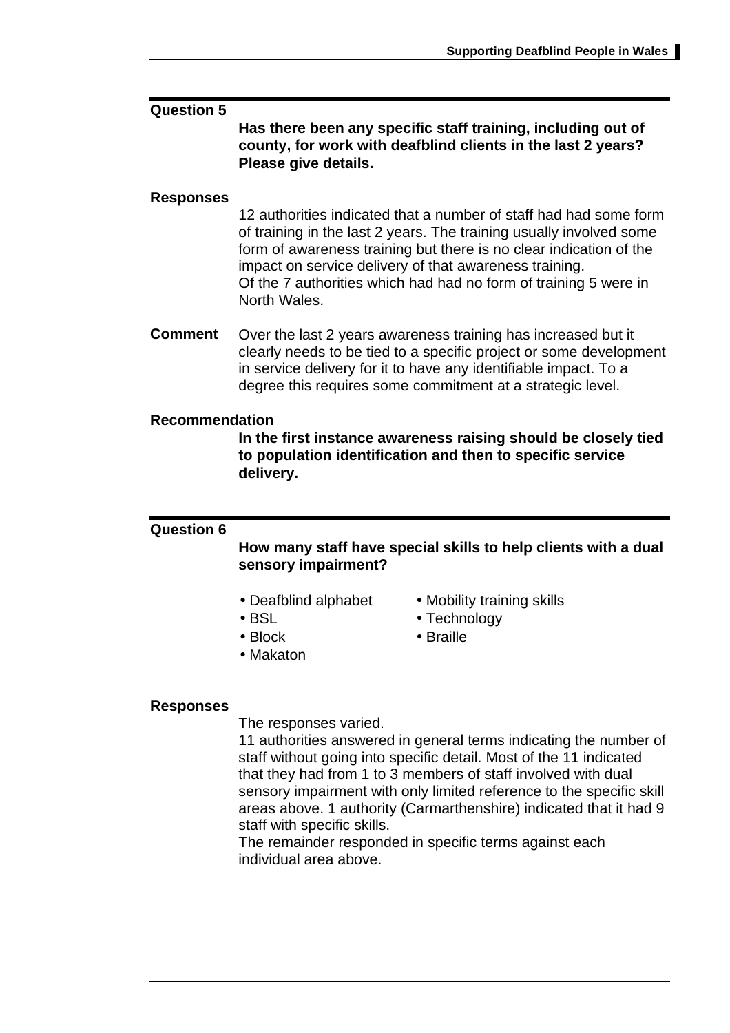## Question 5

**Has there been any specific staff training, including out of county, for work with deafblind clients in the last 2 years? Please give details.**

### Responses

12 authorities indicated that a number of staff had had some form of training in the last 2 years. The training usually involved some form of awareness training but there is no clear indication of the impact on service delivery of that awareness training.
Of the 7 authorities which had had no form of training 5 were in North Wales.

### Comment

Over the last 2 years awareness training has increased but it clearly needs to be tied to a specific project or some development in service delivery for it to have any identifiable impact. To a degree this requires some commitment at a strategic level.

### Recommendation

**In the first instance awareness raising should be closely tied to population identification and then to specific service delivery.**

## Question 6

**How many staff have special skills to help clients with a dual sensory impairment?**

- Deafblind alphabet
- BSL
- Block
- Makaton
- Mobility training skills
- Technology
- Braille

### Responses

The responses varied.
11 authorities answered in general terms indicating the number of staff without going into specific detail. Most of the 11 indicated that they had from 1 to 3 members of staff involved with dual sensory impairment with only limited reference to the specific skill areas above. 1 authority (Carmarthenshire) indicated that it had 9 staff with specific skills.
The remainder responded in specific terms against each individual area above.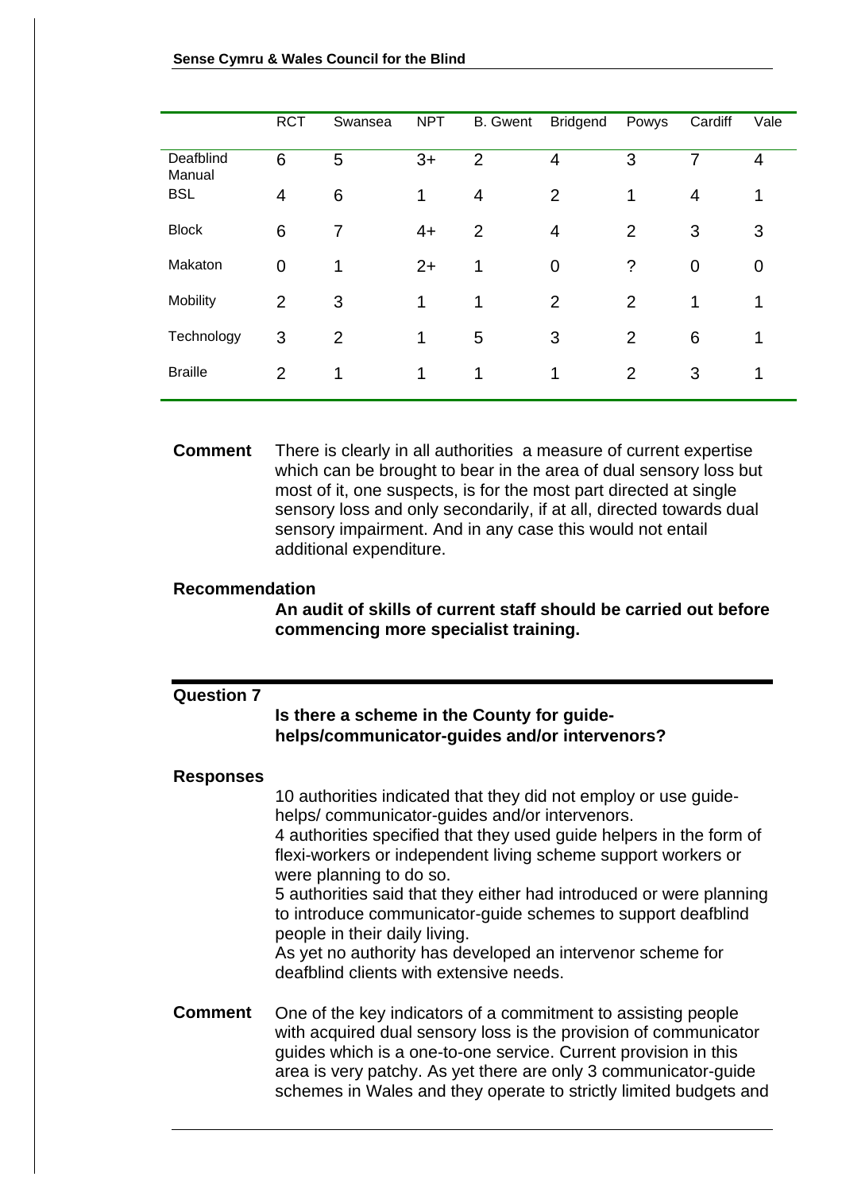| | RCT | Swansea | NPT | B. Gwent | Bridgend | Powys | Cardiff | Vale |
|---|---|---|---|---|---|---|---|---|
| Deafblind Manual | 6 | 5 | 3+ | 2 | 4 | 3 | 7 | 4 |
| BSL | 4 | 6 | 1 | 4 | 2 | 1 | 4 | 1 |
| Block | 6 | 7 | 4+ | 2 | 4 | 2 | 3 | 3 |
| Makaton | 0 | 1 | 2+ | 1 | 0 | ? | 0 | 0 |
| Mobility | 2 | 3 | 1 | 1 | 2 | 2 | 1 | 1 |
| Technology | 3 | 2 | 1 | 5 | 3 | 2 | 6 | 1 |
| Braille | 2 | 1 | 1 | 1 | 1 | 2 | 3 | 1 |

**Comment** There is clearly in all authorities a measure of current expertise which can be brought to bear in the area of dual sensory loss but most of it, one suspects, is for the most part directed at single sensory loss and only secondarily, if at all, directed towards dual sensory impairment. And in any case this would not entail additional expenditure.

**Recommendation**

**An audit of skills of current staff should be carried out before commencing more specialist training.**

## Question 7

**Is there a scheme in the County for guide-helps/communicator-guides and/or intervenors?**

**Responses**

10 authorities indicated that they did not employ or use guide-helps/ communicator-guides and/or intervenors.
4 authorities specified that they used guide helpers in the form of flexi-workers or independent living scheme support workers or were planning to do so.
5 authorities said that they either had introduced or were planning to introduce communicator-guide schemes to support deafblind people in their daily living.
As yet no authority has developed an intervenor scheme for deafblind clients with extensive needs.

**Comment** One of the key indicators of a commitment to assisting people with acquired dual sensory loss is the provision of communicator guides which is a one-to-one service. Current provision in this area is very patchy. As yet there are only 3 communicator-guide schemes in Wales and they operate to strictly limited budgets and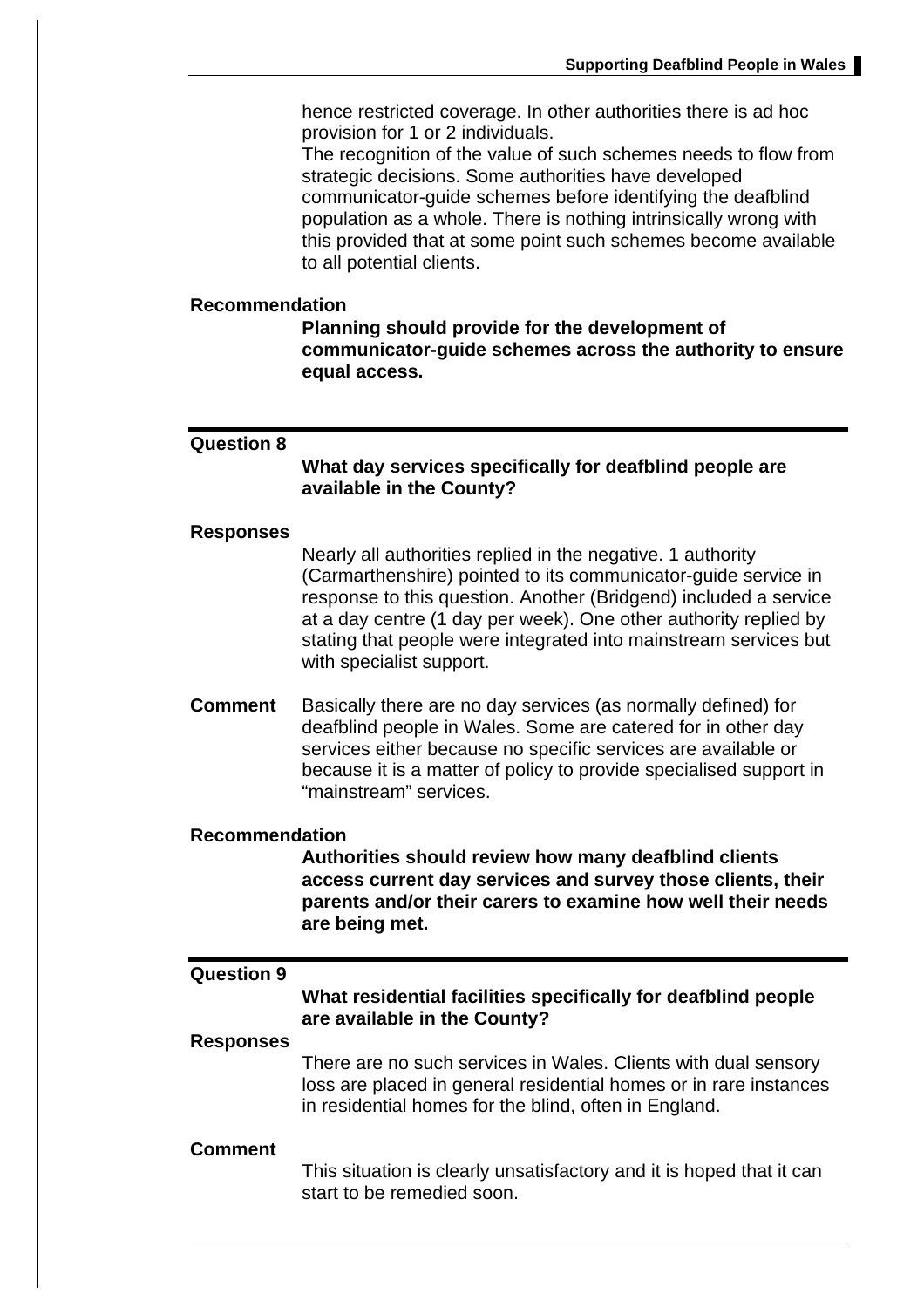hence restricted coverage. In other authorities there is ad hoc provision for 1 or 2 individuals.
The recognition of the value of such schemes needs to flow from strategic decisions. Some authorities have developed communicator-guide schemes before identifying the deafblind population as a whole. There is nothing intrinsically wrong with this provided that at some point such schemes become available to all potential clients.

**Recommendation**

**Planning should provide for the development of communicator-guide schemes across the authority to ensure equal access.**

---

**Question 8**

**What day services specifically for deafblind people are available in the County?**

**Responses**

Nearly all authorities replied in the negative. 1 authority (Carmarthenshire) pointed to its communicator-guide service in response to this question. Another (Bridgend) included a service at a day centre (1 day per week). One other authority replied by stating that people were integrated into mainstream services but with specialist support.

**Comment** Basically there are no day services (as normally defined) for deafblind people in Wales. Some are catered for in other day services either because no specific services are available or because it is a matter of policy to provide specialised support in "mainstream" services.

**Recommendation**

**Authorities should review how many deafblind clients access current day services and survey those clients, their parents and/or their carers to examine how well their needs are being met.**

---

**Question 9**

**What residential facilities specifically for deafblind people are available in the County?**

**Responses**

There are no such services in Wales. Clients with dual sensory loss are placed in general residential homes or in rare instances in residential homes for the blind, often in England.

**Comment**

This situation is clearly unsatisfactory and it is hoped that it can start to be remedied soon.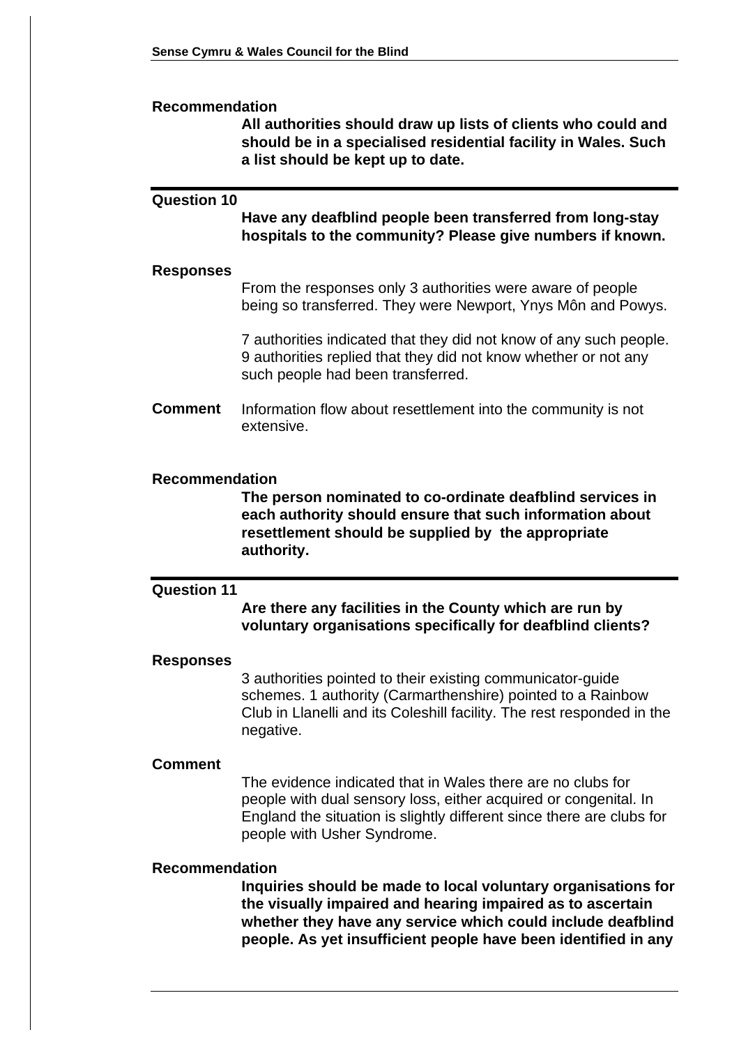**Recommendation**

**All authorities should draw up lists of clients who could and should be in a specialised residential facility in Wales. Such a list should be kept up to date.**

---

**Question 10**

**Have any deafblind people been transferred from long-stay hospitals to the community? Please give numbers if known.**

**Responses**

From the responses only 3 authorities were aware of people being so transferred. They were Newport, Ynys Môn and Powys.

7 authorities indicated that they did not know of any such people. 9 authorities replied that they did not know whether or not any such people had been transferred.

**Comment** Information flow about resettlement into the community is not extensive.

**Recommendation**

**The person nominated to co-ordinate deafblind services in each authority should ensure that such information about resettlement should be supplied by the appropriate authority.**

---

**Question 11**

**Are there any facilities in the County which are run by voluntary organisations specifically for deafblind clients?**

**Responses**

3 authorities pointed to their existing communicator-guide schemes. 1 authority (Carmarthenshire) pointed to a Rainbow Club in Llanelli and its Coleshill facility. The rest responded in the negative.

**Comment**

The evidence indicated that in Wales there are no clubs for people with dual sensory loss, either acquired or congenital. In England the situation is slightly different since there are clubs for people with Usher Syndrome.

**Recommendation**

**Inquiries should be made to local voluntary organisations for the visually impaired and hearing impaired as to ascertain whether they have any service which could include deafblind people. As yet insufficient people have been identified in any**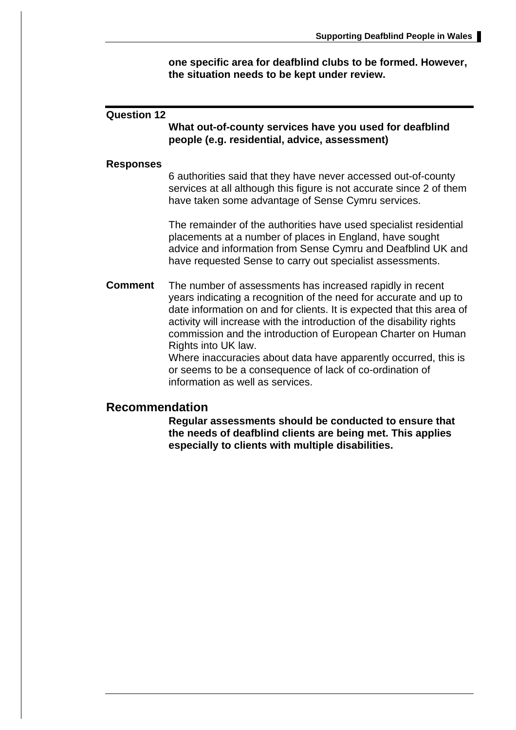**one specific area for deafblind clubs to be formed. However, the situation needs to be kept under review.**

---

**Question 12**

**What out-of-county services have you used for deafblind people (e.g. residential, advice, assessment)**

**Responses**

6 authorities said that they have never accessed out-of-county services at all although this figure is not accurate since 2 of them have taken some advantage of Sense Cymru services.

The remainder of the authorities have used specialist residential placements at a number of places in England, have sought advice and information from Sense Cymru and Deafblind UK and have requested Sense to carry out specialist assessments.

**Comment** The number of assessments has increased rapidly in recent years indicating a recognition of the need for accurate and up to date information on and for clients. It is expected that this area of activity will increase with the introduction of the disability rights commission and the introduction of European Charter on Human Rights into UK law.
Where inaccuracies about data have apparently occurred, this is or seems to be a consequence of lack of co-ordination of information as well as services.

## Recommendation

**Regular assessments should be conducted to ensure that the needs of deafblind clients are being met. This applies especially to clients with multiple disabilities.**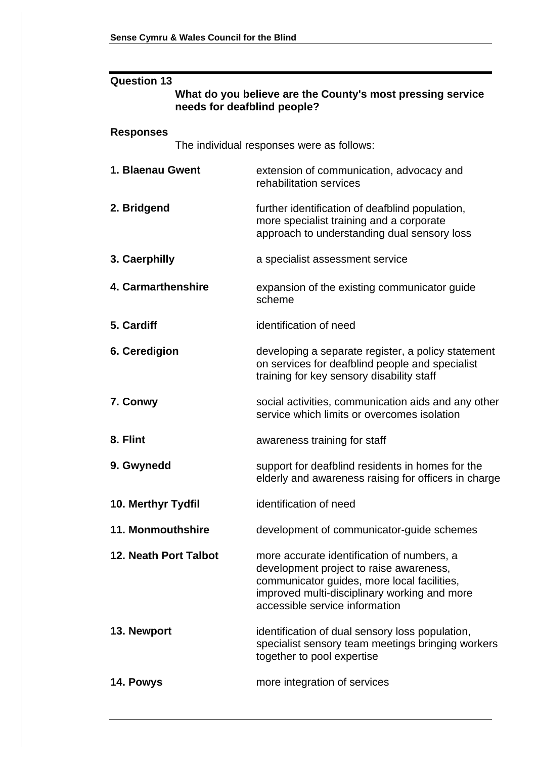## Question 13

**What do you believe are the County's most pressing service needs for deafblind people?**

## Responses

The individual responses were as follows:

| | |
|---|---|
| **1. Blaenau Gwent** | extension of communication, advocacy and rehabilitation services |
| **2. Bridgend** | further identification of deafblind population, more specialist training and a corporate approach to understanding dual sensory loss |
| **3. Caerphilly** | a specialist assessment service |
| **4. Carmarthenshire** | expansion of the existing communicator guide scheme |
| **5. Cardiff** | identification of need |
| **6. Ceredigion** | developing a separate register, a policy statement on services for deafblind people and specialist training for key sensory disability staff |
| **7. Conwy** | social activities, communication aids and any other service which limits or overcomes isolation |
| **8. Flint** | awareness training for staff |
| **9. Gwynedd** | support for deafblind residents in homes for the elderly and awareness raising for officers in charge |
| **10. Merthyr Tydfil** | identification of need |
| **11. Monmouthshire** | development of communicator-guide schemes |
| **12. Neath Port Talbot** | more accurate identification of numbers, a development project to raise awareness, communicator guides, more local facilities, improved multi-disciplinary working and more accessible service information |
| **13. Newport** | identification of dual sensory loss population, specialist sensory team meetings bringing workers together to pool expertise |
| **14. Powys** | more integration of services |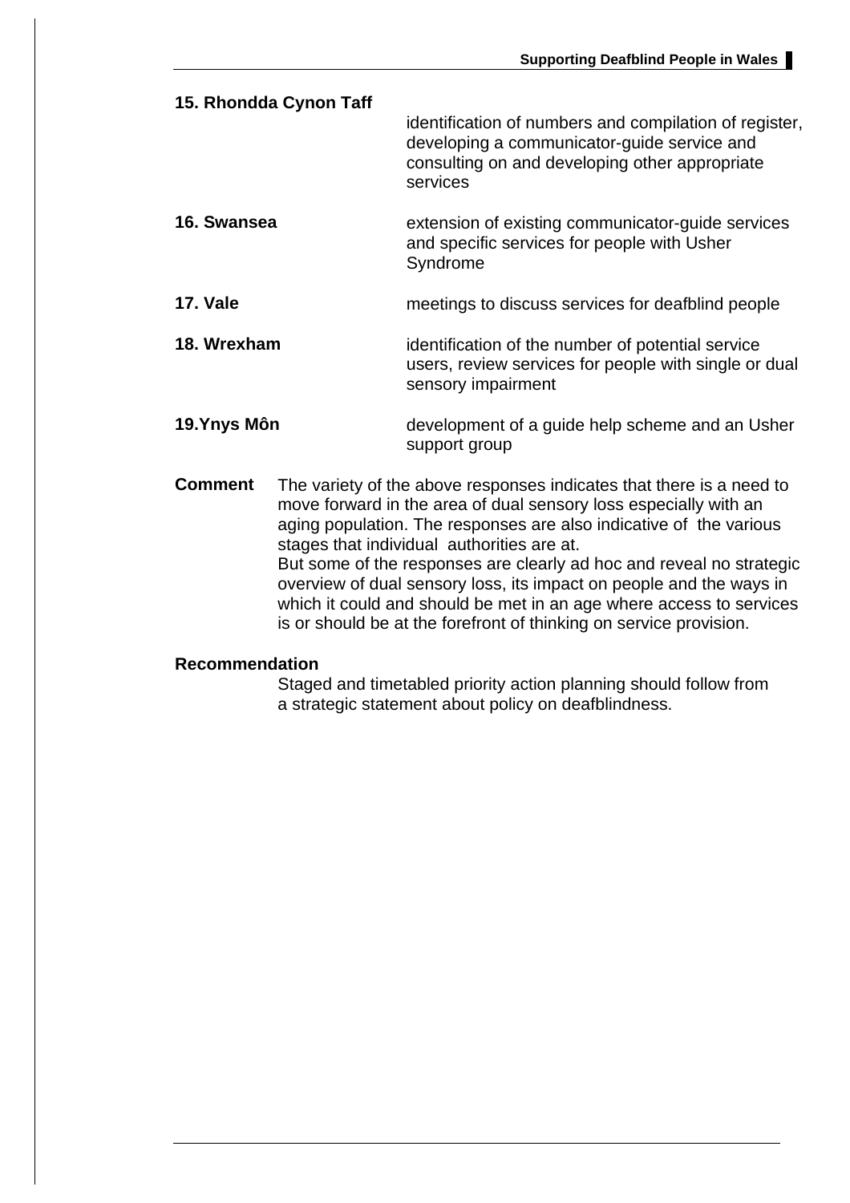**15. Rhondda Cynon Taff**

identification of numbers and compilation of register, developing a communicator-guide service and consulting on and developing other appropriate services

**16. Swansea**

extension of existing communicator-guide services and specific services for people with Usher Syndrome

**17. Vale**

meetings to discuss services for deafblind people

**18. Wrexham**

identification of the number of potential service users, review services for people with single or dual sensory impairment

**19.Ynys Môn**

development of a guide help scheme and an Usher support group

**Comment** The variety of the above responses indicates that there is a need to move forward in the area of dual sensory loss especially with an aging population. The responses are also indicative of the various stages that individual authorities are at.
But some of the responses are clearly ad hoc and reveal no strategic overview of dual sensory loss, its impact on people and the ways in which it could and should be met in an age where access to services is or should be at the forefront of thinking on service provision.

**Recommendation**

Staged and timetabled priority action planning should follow from a strategic statement about policy on deafblindness.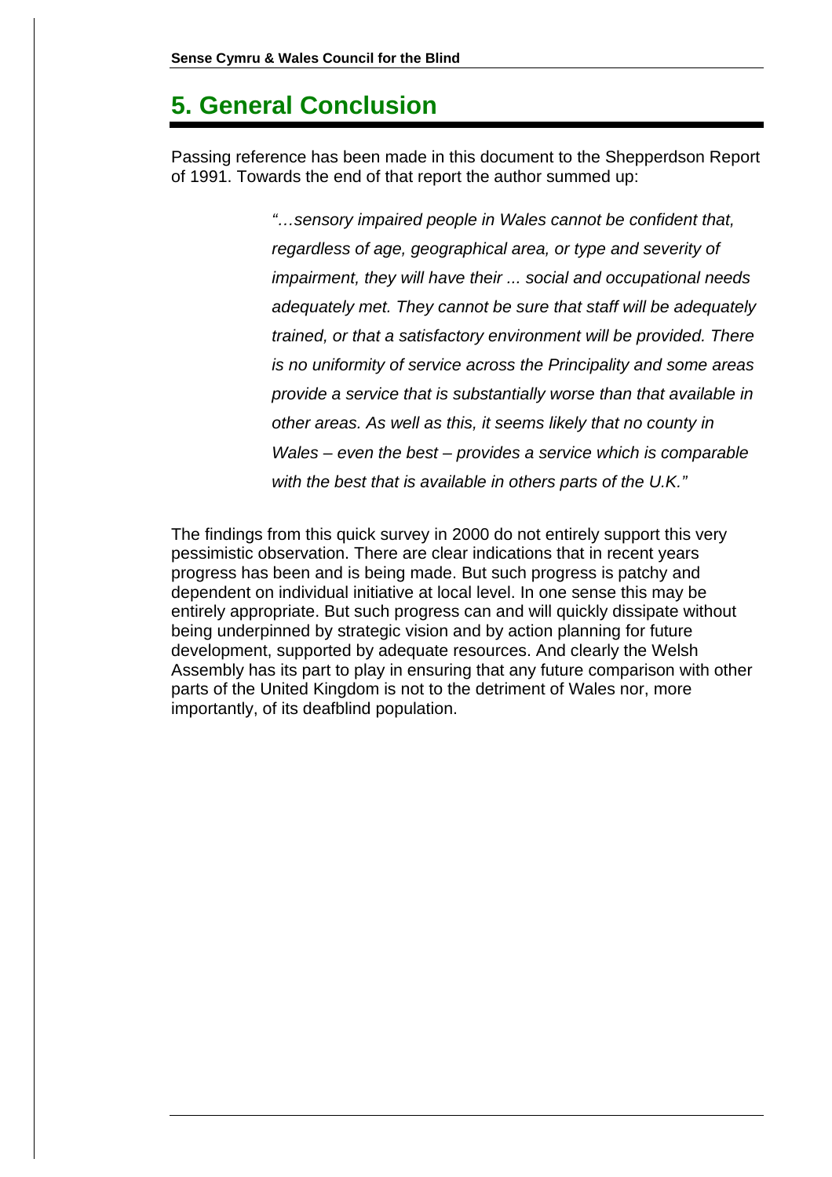## 5. General Conclusion

Passing reference has been made in this document to the Shepperdson Report of 1991. Towards the end of that report the author summed up:

> *"…sensory impaired people in Wales cannot be confident that, regardless of age, geographical area, or type and severity of impairment, they will have their ... social and occupational needs adequately met. They cannot be sure that staff will be adequately trained, or that a satisfactory environment will be provided. There is no uniformity of service across the Principality and some areas provide a service that is substantially worse than that available in other areas. As well as this, it seems likely that no county in Wales – even the best – provides a service which is comparable with the best that is available in others parts of the U.K."*

The findings from this quick survey in 2000 do not entirely support this very pessimistic observation. There are clear indications that in recent years progress has been and is being made. But such progress is patchy and dependent on individual initiative at local level. In one sense this may be entirely appropriate. But such progress can and will quickly dissipate without being underpinned by strategic vision and by action planning for future development, supported by adequate resources. And clearly the Welsh Assembly has its part to play in ensuring that any future comparison with other parts of the United Kingdom is not to the detriment of Wales nor, more importantly, of its deafblind population.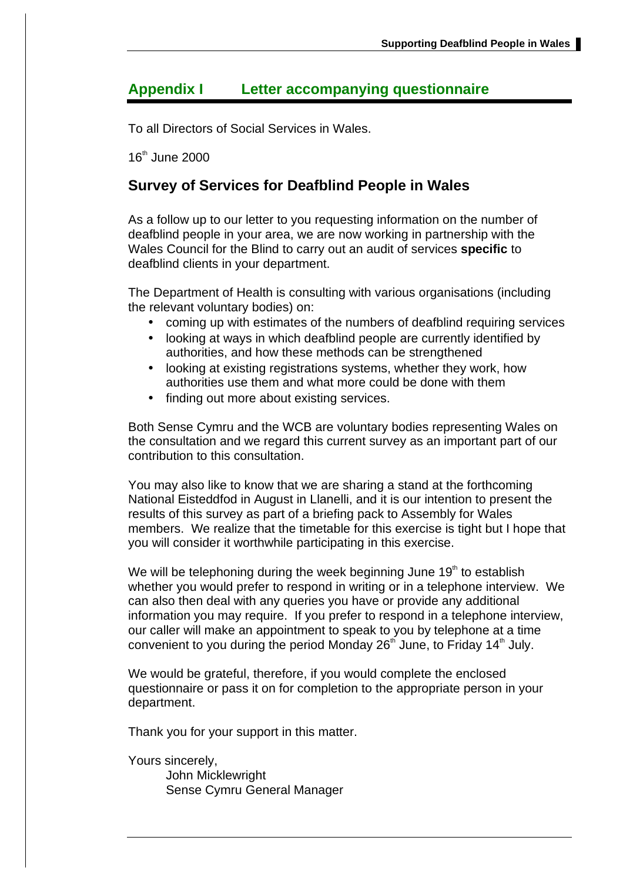## Appendix I Letter accompanying questionnaire

To all Directors of Social Services in Wales.

16th June 2000

### Survey of Services for Deafblind People in Wales

As a follow up to our letter to you requesting information on the number of deafblind people in your area, we are now working in partnership with the Wales Council for the Blind to carry out an audit of services **specific** to deafblind clients in your department.

The Department of Health is consulting with various organisations (including the relevant voluntary bodies) on:

- coming up with estimates of the numbers of deafblind requiring services
- looking at ways in which deafblind people are currently identified by authorities, and how these methods can be strengthened
- looking at existing registrations systems, whether they work, how authorities use them and what more could be done with them
- finding out more about existing services.

Both Sense Cymru and the WCB are voluntary bodies representing Wales on the consultation and we regard this current survey as an important part of our contribution to this consultation.

You may also like to know that we are sharing a stand at the forthcoming National Eisteddfod in August in Llanelli, and it is our intention to present the results of this survey as part of a briefing pack to Assembly for Wales members. We realize that the timetable for this exercise is tight but I hope that you will consider it worthwhile participating in this exercise.

We will be telephoning during the week beginning June 19th to establish whether you would prefer to respond in writing or in a telephone interview. We can also then deal with any queries you have or provide any additional information you may require. If you prefer to respond in a telephone interview, our caller will make an appointment to speak to you by telephone at a time convenient to you during the period Monday 26th June, to Friday 14th July.

We would be grateful, therefore, if you would complete the enclosed questionnaire or pass it on for completion to the appropriate person in your department.

Thank you for your support in this matter.

Yours sincerely,
John Micklewright
Sense Cymru General Manager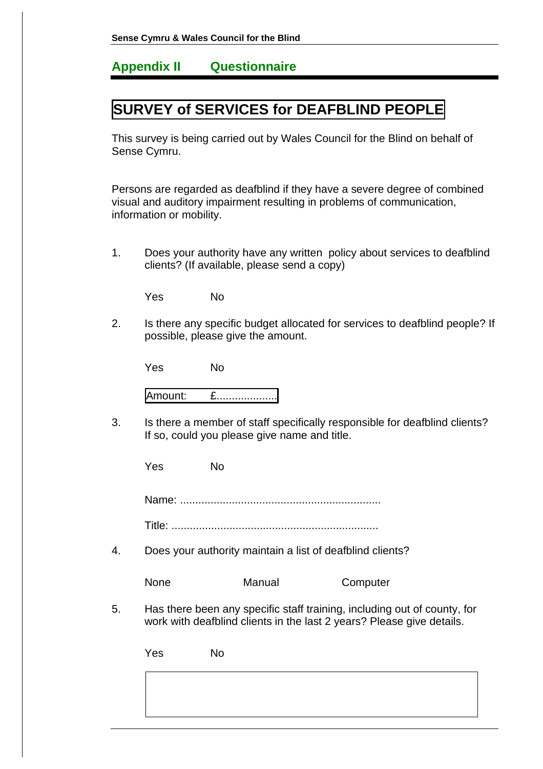## Appendix II Questionnaire

# SURVEY of SERVICES for DEAFBLIND PEOPLE

This survey is being carried out by Wales Council for the Blind on behalf of Sense Cymru.

Persons are regarded as deafblind if they have a severe degree of combined visual and auditory impairment resulting in problems of communication, information or mobility.

1. Does your authority have any written policy about services to deafblind clients? (If available, please send a copy)

   Yes No

2. Is there any specific budget allocated for services to deafblind people? If possible, please give the amount.

   Yes No

   Amount: £....................

3. Is there a member of staff specifically responsible for deafblind clients? If so, could you please give name and title.

   Yes No

   Name: ..................................................................

   Title: ....................................................................

4. Does your authority maintain a list of deafblind clients?

   None Manual Computer

5. Has there been any specific staff training, including out of county, for work with deafblind clients in the last 2 years? Please give details.

   Yes No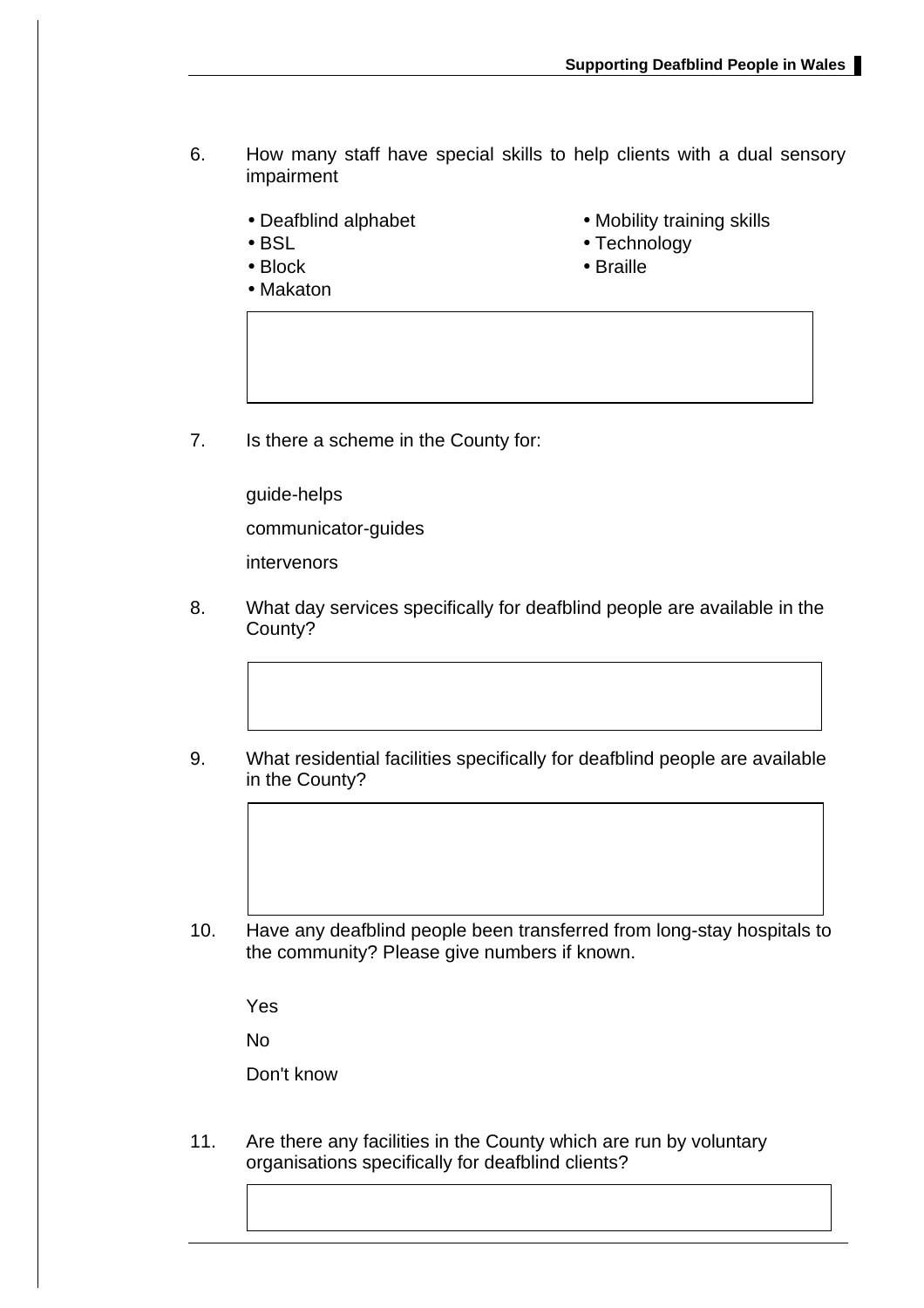6. How many staff have special skills to help clients with a dual sensory impairment

- Deafblind alphabet
- BSL
- Block
- Makaton
- Mobility training skills
- Technology
- Braille

7. Is there a scheme in the County for:

   guide-helps

   communicator-guides

   intervenors

8. What day services specifically for deafblind people are available in the County?

9. What residential facilities specifically for deafblind people are available in the County?

10. Have any deafblind people been transferred from long-stay hospitals to the community? Please give numbers if known.

    Yes

    No

    Don't know

11. Are there any facilities in the County which are run by voluntary organisations specifically for deafblind clients?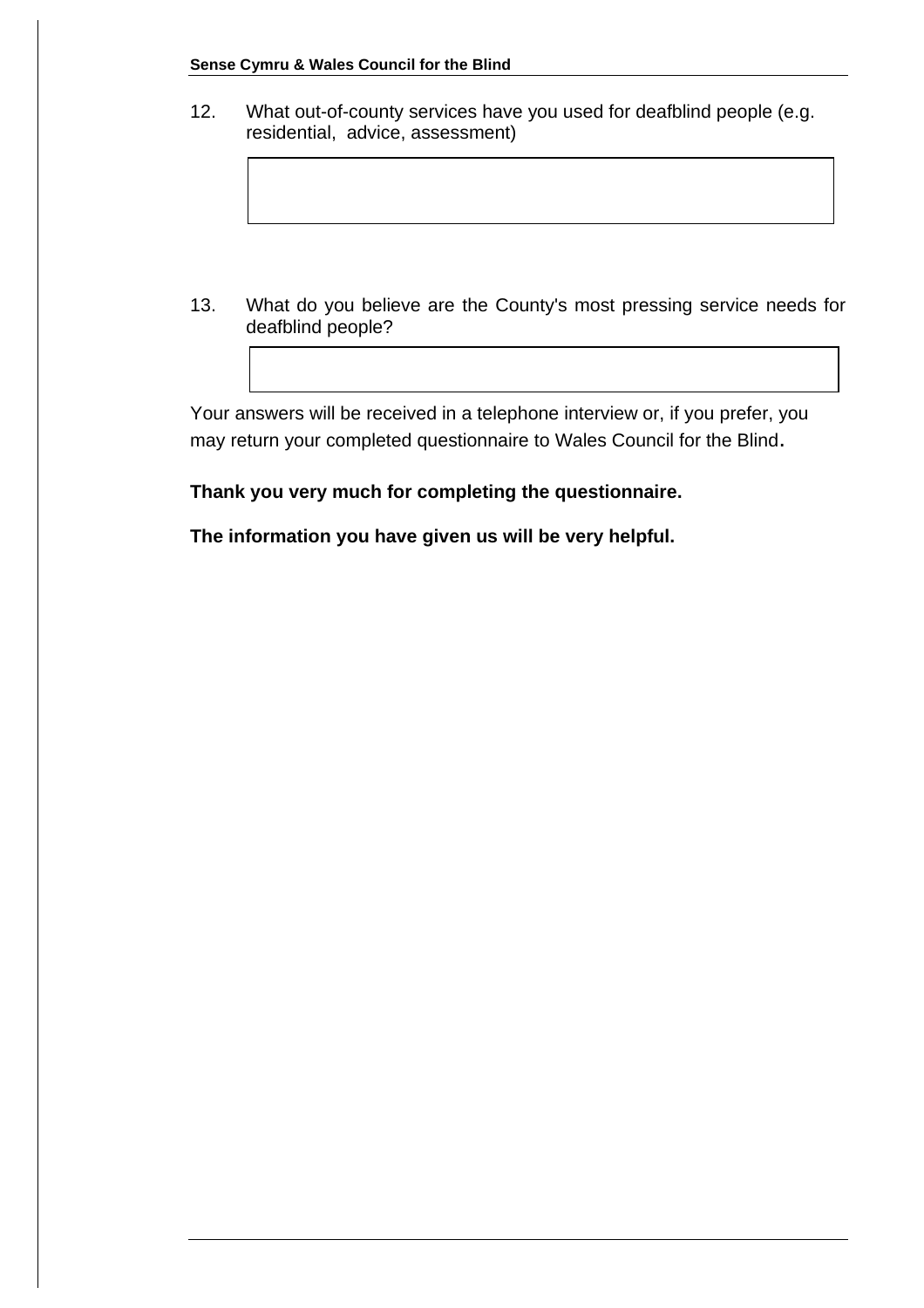12. What out-of-county services have you used for deafblind people (e.g. residential, advice, assessment)

13. What do you believe are the County's most pressing service needs for deafblind people?

Your answers will be received in a telephone interview or, if you prefer, you may return your completed questionnaire to Wales Council for the Blind.

**Thank you very much for completing the questionnaire.**

**The information you have given us will be very helpful.**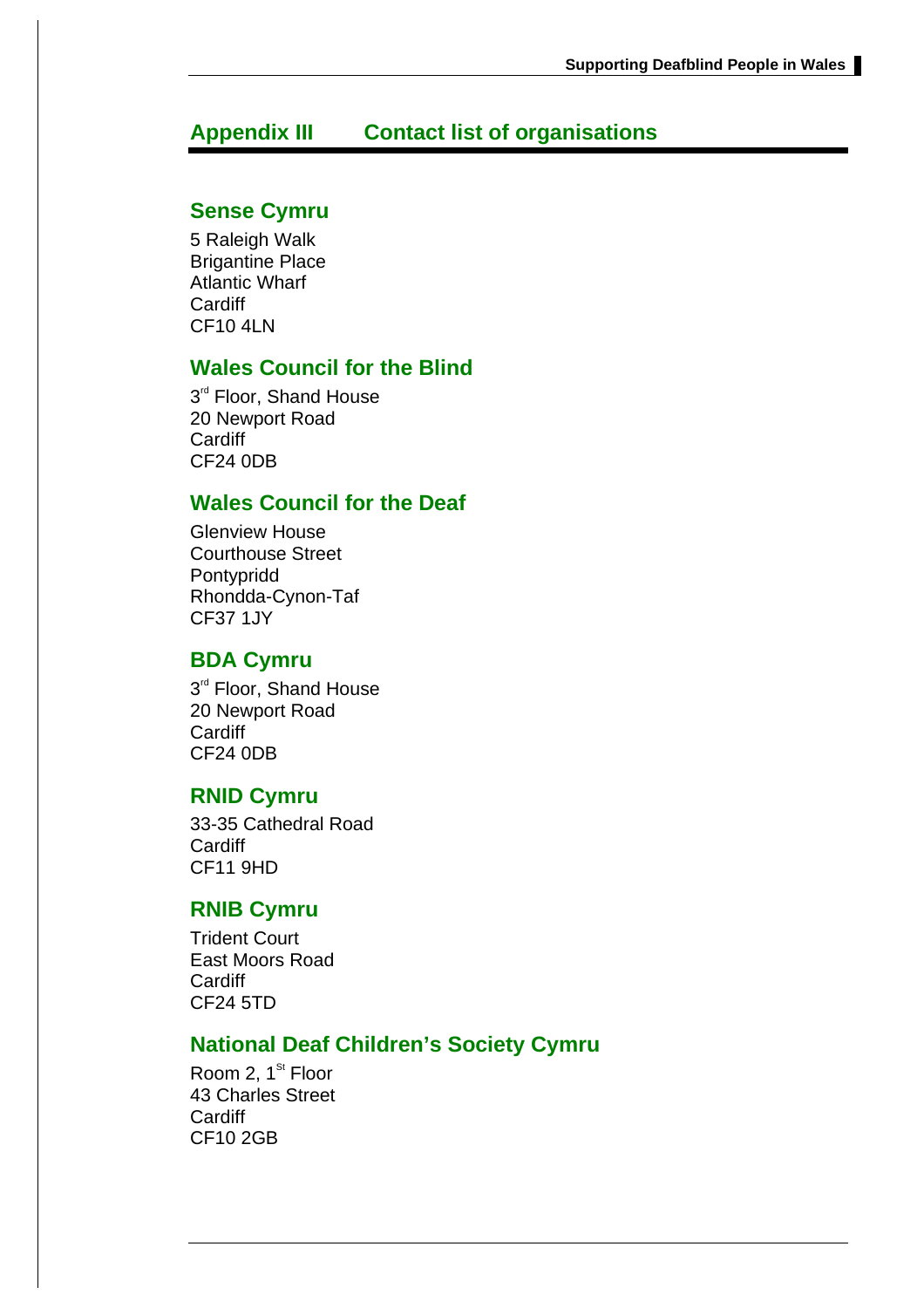## Appendix III Contact list of organisations

### Sense Cymru

5 Raleigh Walk
Brigantine Place
Atlantic Wharf
Cardiff
CF10 4LN

### Wales Council for the Blind

3rd Floor, Shand House
20 Newport Road
Cardiff
CF24 0DB

### Wales Council for the Deaf

Glenview House
Courthouse Street
Pontypridd
Rhondda-Cynon-Taf
CF37 1JY

### BDA Cymru

3rd Floor, Shand House
20 Newport Road
Cardiff
CF24 0DB

### RNID Cymru

33-35 Cathedral Road
Cardiff
CF11 9HD

### RNIB Cymru

Trident Court
East Moors Road
Cardiff
CF24 5TD

### National Deaf Children's Society Cymru

Room 2, 1st Floor
43 Charles Street
Cardiff
CF10 2GB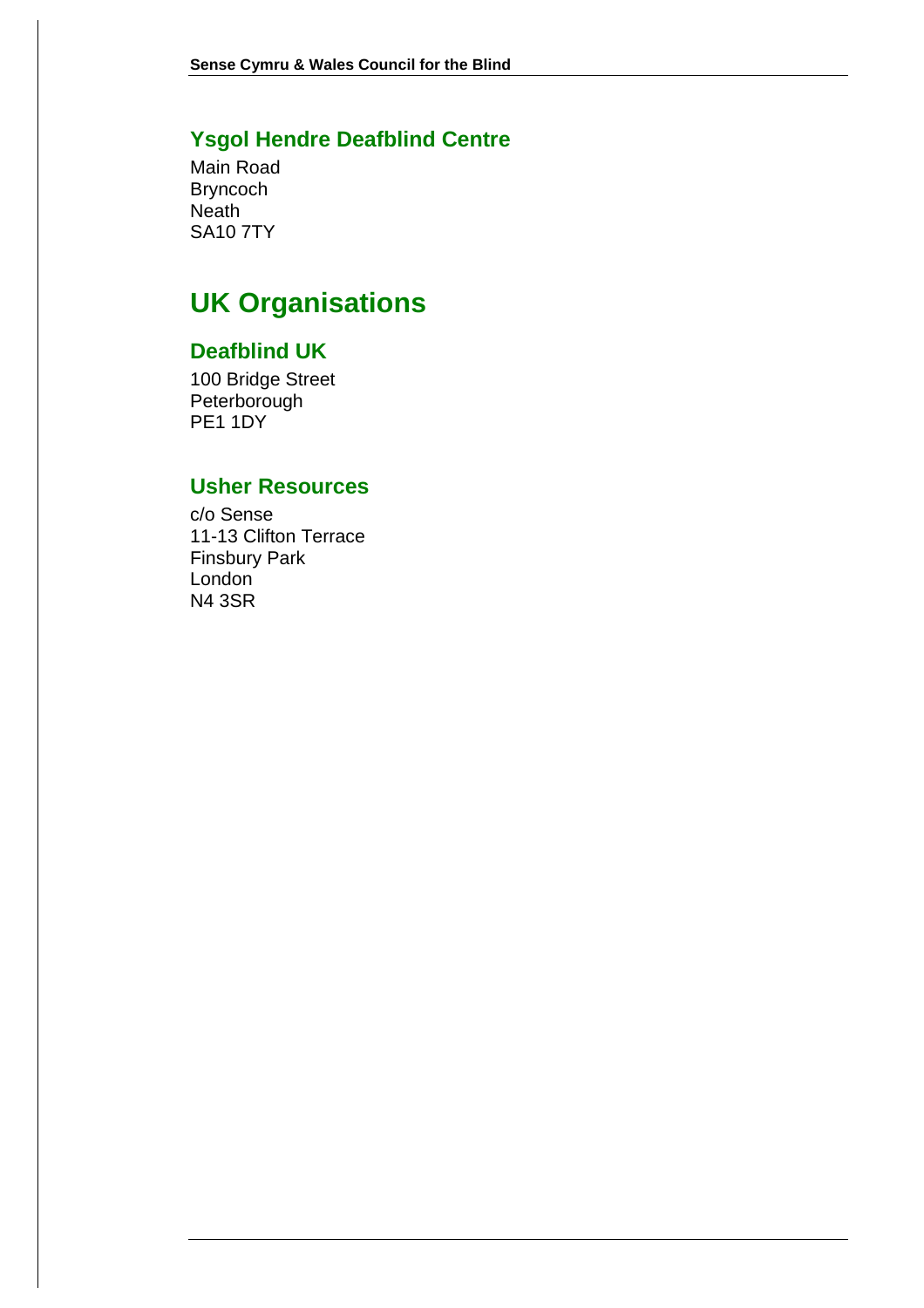### Ysgol Hendre Deafblind Centre

Main Road
Bryncoch
Neath
SA10 7TY

## UK Organisations

### Deafblind UK

100 Bridge Street
Peterborough
PE1 1DY

### Usher Resources

c/o Sense
11-13 Clifton Terrace
Finsbury Park
London
N4 3SR